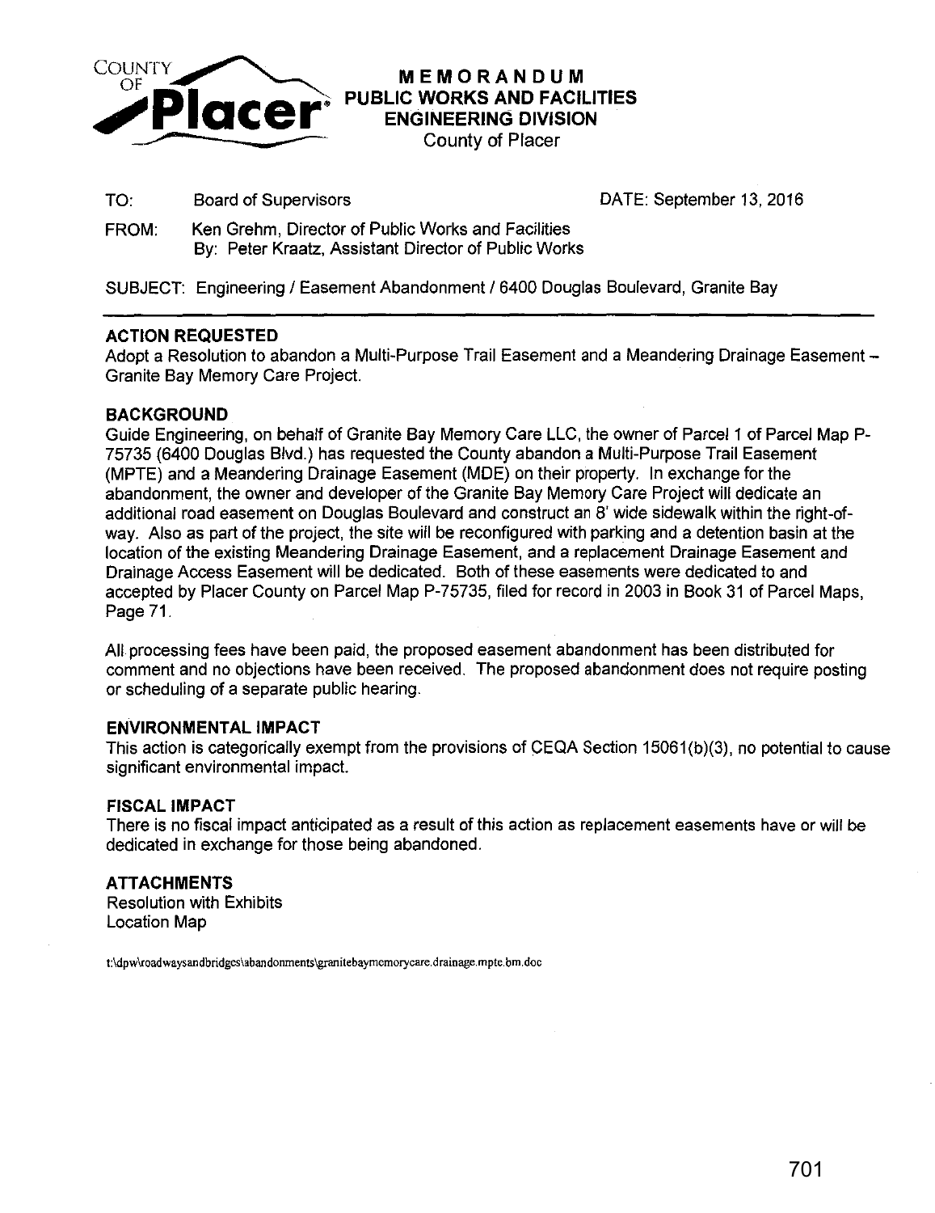COUNTY OF **Placer**

# MEMORANDUM
## PUBLIC WORKS AND FACILITIES
## ENGINEERING DIVISION
County of Placer

TO: Board of Supervisors DATE: September 13, 2016

FROM: Ken Grehm, Director of Public Works and Facilities
By: Peter Kraatz, Assistant Director of Public Works

SUBJECT: Engineering / Easement Abandonment / 6400 Douglas Boulevard, Granite Bay

---

### ACTION REQUESTED

Adopt a Resolution to abandon a Multi-Purpose Trail Easement and a Meandering Drainage Easement – Granite Bay Memory Care Project.

### BACKGROUND

Guide Engineering, on behalf of Granite Bay Memory Care LLC, the owner of Parcel 1 of Parcel Map P-75735 (6400 Douglas Blvd.) has requested the County abandon a Multi-Purpose Trail Easement (MPTE) and a Meandering Drainage Easement (MDE) on their property. In exchange for the abandonment, the owner and developer of the Granite Bay Memory Care Project will dedicate an additional road easement on Douglas Boulevard and construct an 8' wide sidewalk within the right-of-way. Also as part of the project, the site will be reconfigured with parking and a detention basin at the location of the existing Meandering Drainage Easement, and a replacement Drainage Easement and Drainage Access Easement will be dedicated. Both of these easements were dedicated to and accepted by Placer County on Parcel Map P-75735, filed for record in 2003 in Book 31 of Parcel Maps, Page 71.

All processing fees have been paid, the proposed easement abandonment has been distributed for comment and no objections have been received. The proposed abandonment does not require posting or scheduling of a separate public hearing.

### ENVIRONMENTAL IMPACT

This action is categorically exempt from the provisions of CEQA Section 15061(b)(3), no potential to cause significant environmental impact.

### FISCAL IMPACT

There is no fiscal impact anticipated as a result of this action as replacement easements have or will be dedicated in exchange for those being abandoned.

### ATTACHMENTS

Resolution with Exhibits
Location Map

t:\dpw\roadwaysandbridges\abandonments\granitebaymemorycare.drainage.mpte.bm.doc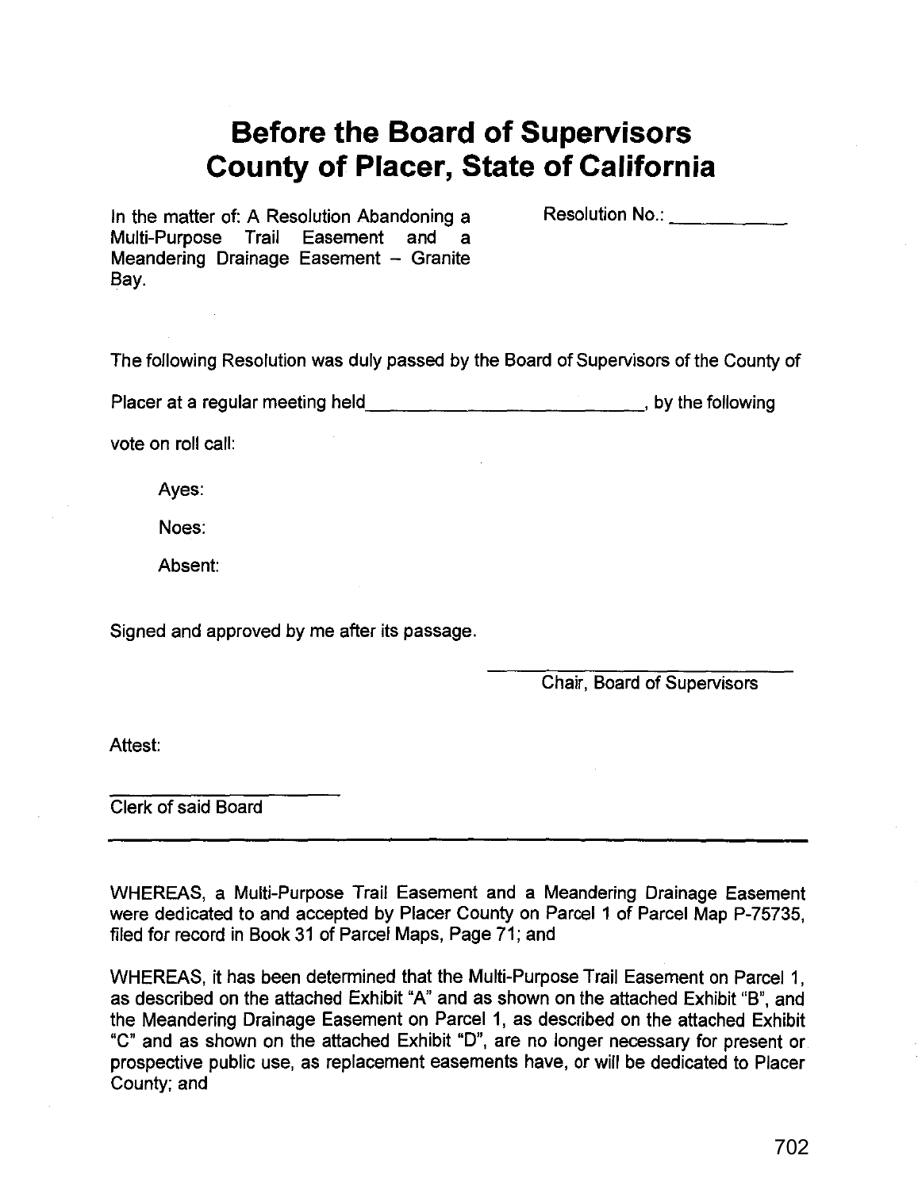# Before the Board of Supervisors
# County of Placer, State of California

In the matter of: A Resolution Abandoning a Multi-Purpose Trail Easement and a Meandering Drainage Easement – Granite Bay.

Resolution No.: ___________

The following Resolution was duly passed by the Board of Supervisors of the County of Placer at a regular meeting held_________________________, by the following vote on roll call:

Ayes:

Noes:

Absent:

Signed and approved by me after its passage.

_________________________
Chair, Board of Supervisors

Attest:

_____________________
Clerk of said Board

---

WHEREAS, a Multi-Purpose Trail Easement and a Meandering Drainage Easement were dedicated to and accepted by Placer County on Parcel 1 of Parcel Map P-75735, filed for record in Book 31 of Parcel Maps, Page 71; and

WHEREAS, it has been determined that the Multi-Purpose Trail Easement on Parcel 1, as described on the attached Exhibit "A" and as shown on the attached Exhibit "B", and the Meandering Drainage Easement on Parcel 1, as described on the attached Exhibit "C" and as shown on the attached Exhibit "D", are no longer necessary for present or prospective public use, as replacement easements have, or will be dedicated to Placer County; and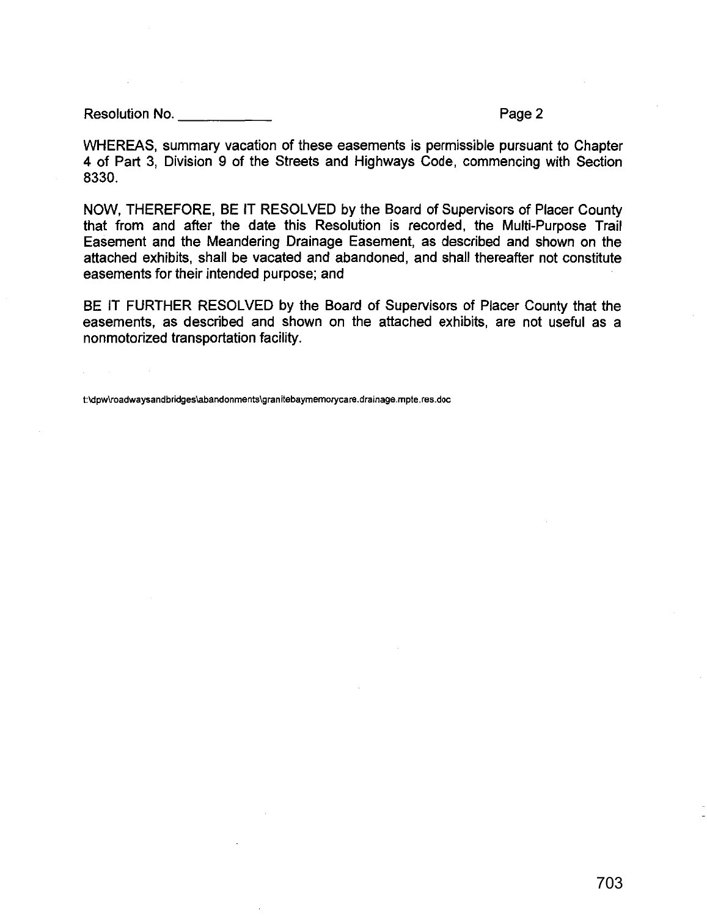Resolution No. ____________

WHEREAS, summary vacation of these easements is permissible pursuant to Chapter 4 of Part 3, Division 9 of the Streets and Highways Code, commencing with Section 8330.

NOW, THEREFORE, BE IT RESOLVED by the Board of Supervisors of Placer County that from and after the date this Resolution is recorded, the Multi-Purpose Trail Easement and the Meandering Drainage Easement, as described and shown on the attached exhibits, shall be vacated and abandoned, and shall thereafter not constitute easements for their intended purpose; and

BE IT FURTHER RESOLVED by the Board of Supervisors of Placer County that the easements, as described and shown on the attached exhibits, are not useful as a nonmotorized transportation facility.

t:\dpw\roadwaysandbridges\abandonments\granitebaymemorycare.drainage.mpte.res.doc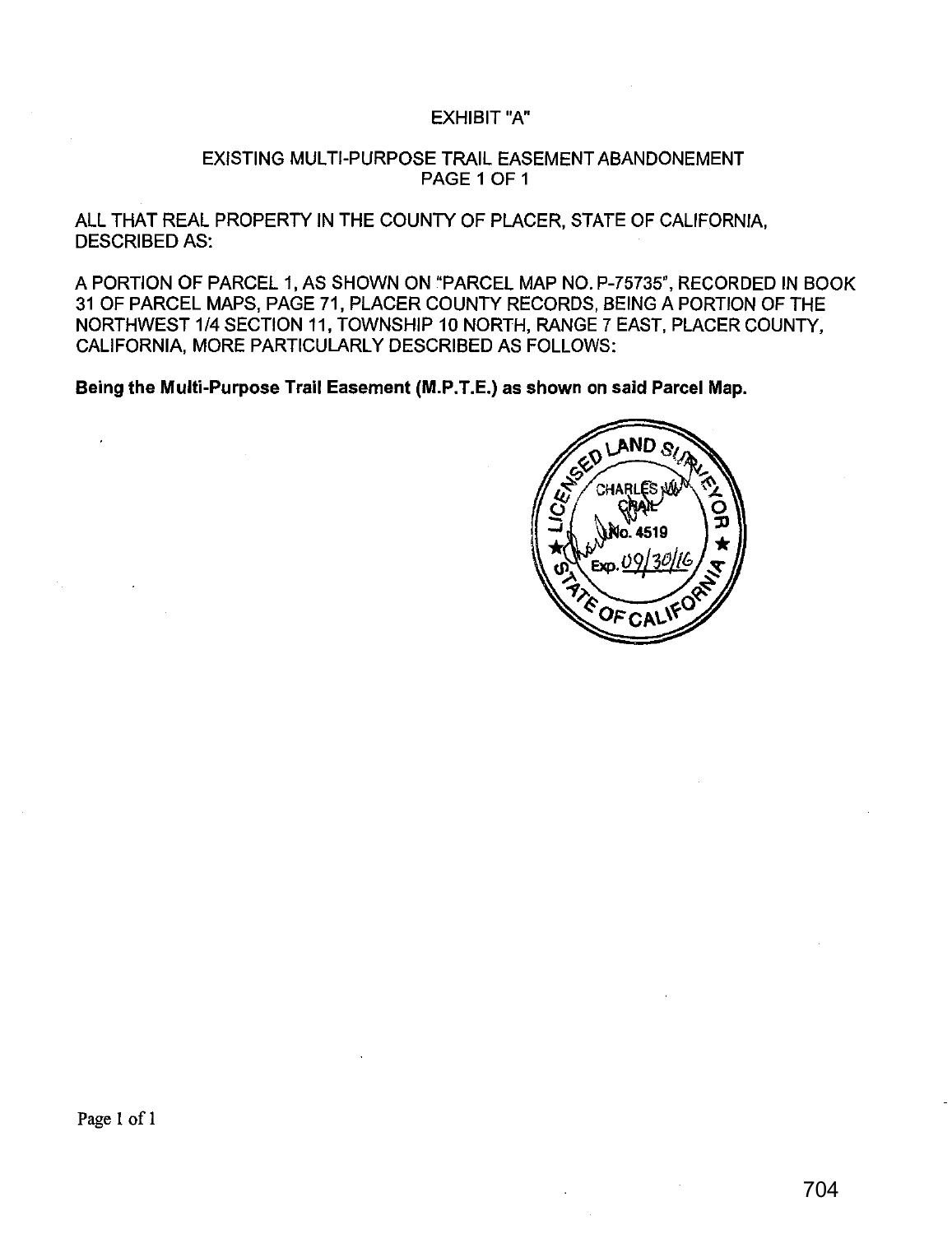# EXHIBIT "A"

## EXISTING MULTI-PURPOSE TRAIL EASEMENT ABANDONEMENT
PAGE 1 OF 1

ALL THAT REAL PROPERTY IN THE COUNTY OF PLACER, STATE OF CALIFORNIA, DESCRIBED AS:

A PORTION OF PARCEL 1, AS SHOWN ON "PARCEL MAP NO. P-75735", RECORDED IN BOOK 31 OF PARCEL MAPS, PAGE 71, PLACER COUNTY RECORDS, BEING A PORTION OF THE NORTHWEST 1/4 SECTION 11, TOWNSHIP 10 NORTH, RANGE 7 EAST, PLACER COUNTY, CALIFORNIA, MORE PARTICULARLY DESCRIBED AS FOLLOWS:

**Being the Multi-Purpose Trail Easement (M.P.T.E.) as shown on said Parcel Map.**

LICENSED LAND SURVEYOR
CHARLES W. CRAIL
No. 4519
Exp. 09/30/16
STATE OF CALIFORNIA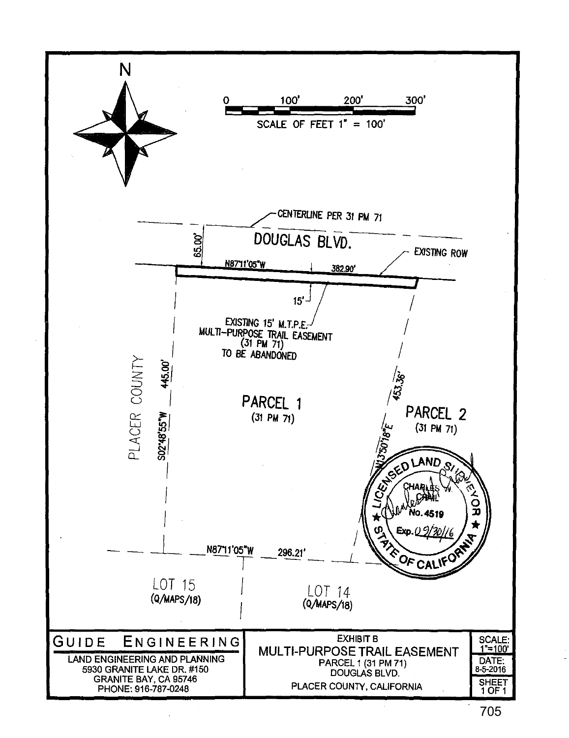N

0 100' 200' 300'

SCALE OF FEET 1" = 100'

CENTERLINE PER 31 PM 71

DOUGLAS BLVD.

65.00'

EXISTING ROW

N87°11'05"W 382.90'

15'

EXISTING 15' M.T.P.E. MULTI-PURPOSE TRAIL EASEMENT (31 PM 71) TO BE ABANDONED

PLACER COUNTY

S02°48'55"W 445.00'

PARCEL 1 (31 PM 71)

N13°50'18"E 453.36'

PARCEL 2 (31 PM 71)

LICENSED LAND SURVEYOR CHARLES W. CRAIL No. 4519 Exp. 09/30/16 STATE OF CALIFORNIA

N87°11'05"W 296.21'

LOT 15 (Q/MAPS/18)

LOT 14 (Q/MAPS/18)

| GUIDE ENGINEERING<br>LAND ENGINEERING AND PLANNING<br>5930 GRANITE LAKE DR. #150<br>GRANITE BAY, CA 95746<br>PHONE: 916-787-0248 | EXHIBIT B<br>MULTI-PURPOSE TRAIL EASEMENT<br>PARCEL 1 (31 PM 71)<br>DOUGLAS BLVD.<br>PLACER COUNTY, CALIFORNIA | SCALE: 1"=100'<br>DATE: 8-5-2016<br>SHEET 1 OF 1 |
|---|---|---|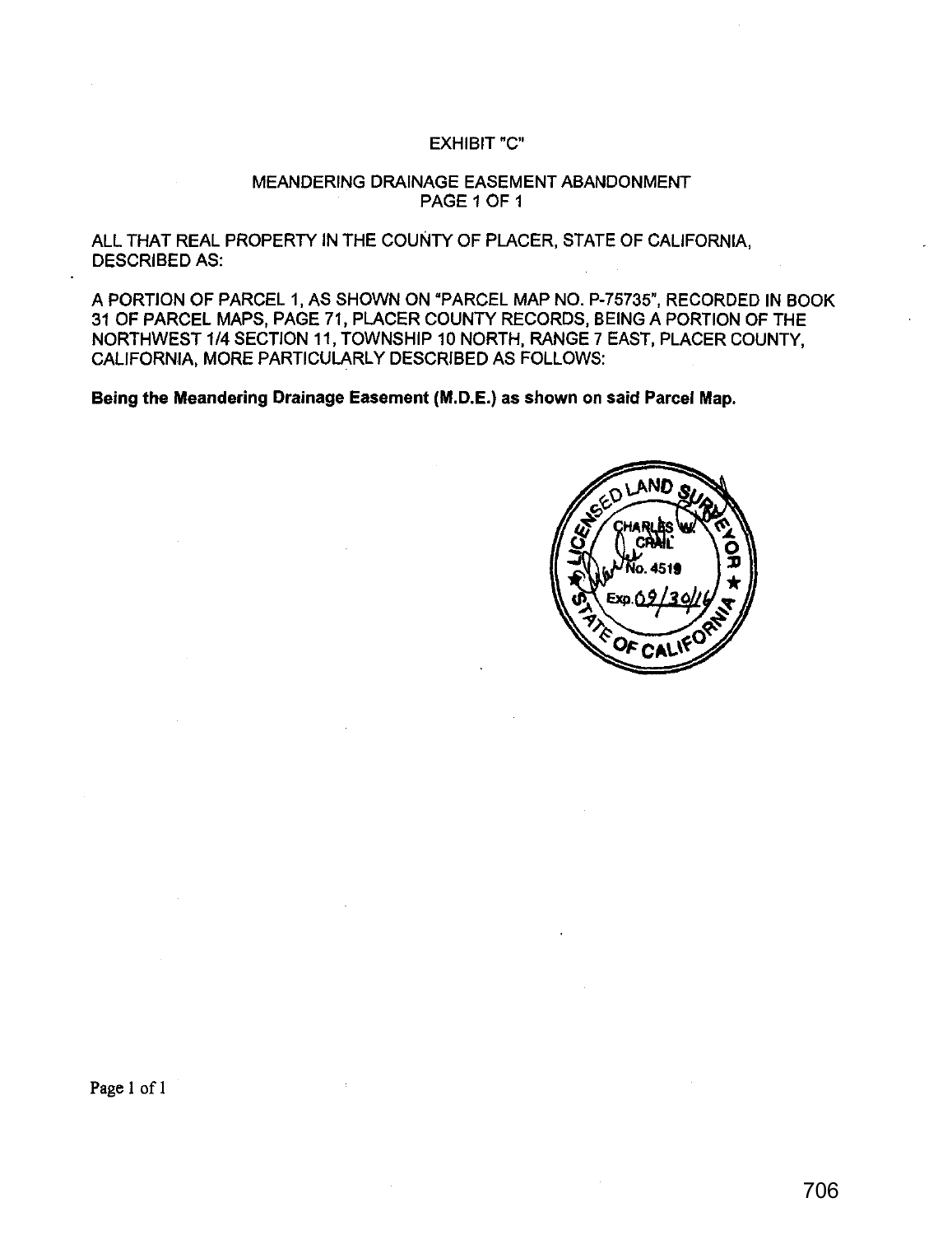EXHIBIT "C"

MEANDERING DRAINAGE EASEMENT ABANDONMENT
PAGE 1 OF 1

ALL THAT REAL PROPERTY IN THE COUNTY OF PLACER, STATE OF CALIFORNIA, DESCRIBED AS:

A PORTION OF PARCEL 1, AS SHOWN ON "PARCEL MAP NO. P-75735", RECORDED IN BOOK 31 OF PARCEL MAPS, PAGE 71, PLACER COUNTY RECORDS, BEING A PORTION OF THE NORTHWEST 1/4 SECTION 11, TOWNSHIP 10 NORTH, RANGE 7 EAST, PLACER COUNTY, CALIFORNIA, MORE PARTICULARLY DESCRIBED AS FOLLOWS:

**Being the Meandering Drainage Easement (M.D.E.) as shown on said Parcel Map.**

LICENSED LAND SURVEYOR
CHARLES W. CRAIL
No. 4519
Exp. 09/30/16
STATE OF CALIFORNIA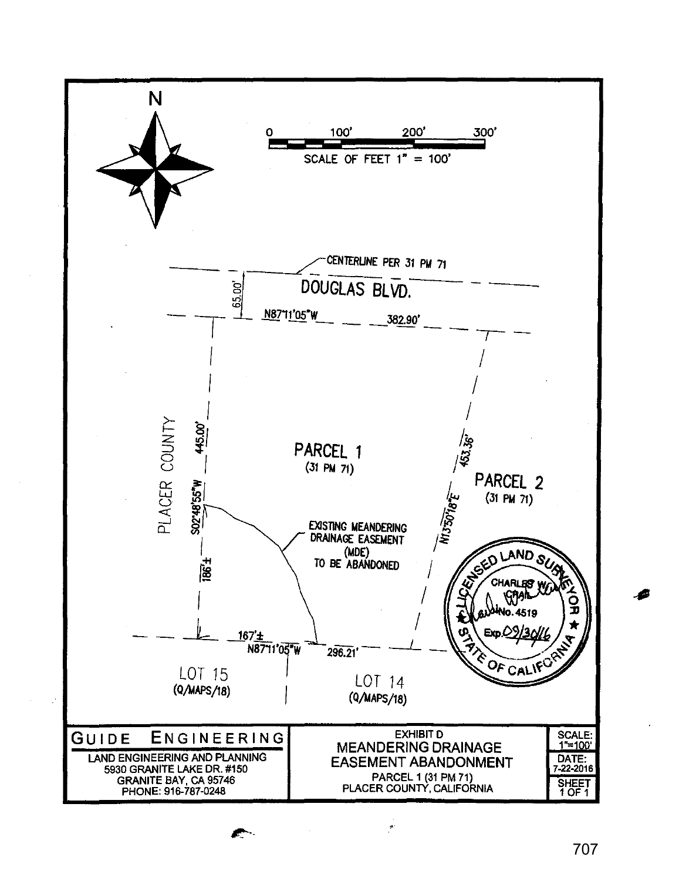N

0 100' 200' 300'

SCALE OF FEET 1" = 100'

CENTERLINE PER 31 PM 71

DOUGLAS BLVD.

65.00'

N87°11'05"W 382.90'

PLACER COUNTY

S02°48'55"W 445.00'

PARCEL 1
(31 PM 71)

N13°50'18"E 453.36'

PARCEL 2
(31 PM 71)

EXISTING MEANDERING DRAINAGE EASEMENT (MDE) TO BE ABANDONED

186'±

167'±

N87°11'05"W 296.21'

LOT 15
(Q/MAPS/18)

LOT 14
(Q/MAPS/18)

LICENSED LAND SURVEYOR
CHARLES W. CRAIL
No. 4519
Exp. 09/30/16
STATE OF CALIFORNIA

| GUIDE ENGINEERING | EXHIBIT D | SCALE: 1"=100' |
|---|---|---|
| LAND ENGINEERING AND PLANNING<br>5930 GRANITE LAKE DR. #150<br>GRANITE BAY, CA 95746<br>PHONE: 916-787-0248 | MEANDERING DRAINAGE EASEMENT ABANDONMENT<br>PARCEL 1 (31 PM 71)<br>PLACER COUNTY, CALIFORNIA | DATE: 7-22-2016<br>SHEET 1 OF 1 |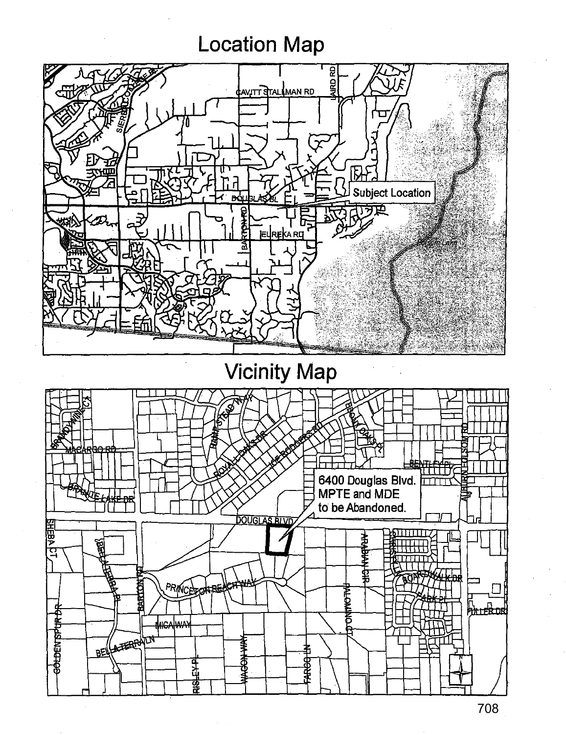# Location Map

CAVITT STALLMAN RD

LAIRD RD

SIERRA COLLEGE BL

DOUGLAS BL

BARTON RD

EUREKA RD

Subject Location

Folsom Lake

# Vicinity Map

BRANDYWINE CT

MACARGO RD

GRANITE LAKE DR

HAMPSTEAD WAY

ROYAL OAKS DR

JOE RODGERS RD

EMERALD OAKS PL

BENTLEY PL

AUBURN FOLSOM RD

6400 Douglas Blvd.
MPTE and MDE
to be Abandoned.

DOUGLAS BLVD

SHEBA CT

BELLA TERRA PL

BARTON RD

PRINCETON REACH WAY

ARABIAN CIR

BOARDWALK DR

PARK PL

FULLER DR

PALOMINO CT

MICA WAY

BELLA TERRA LN

GOLDEN SPUR DR

RISLEY PL

WAGON WAY

FARGO LN

N